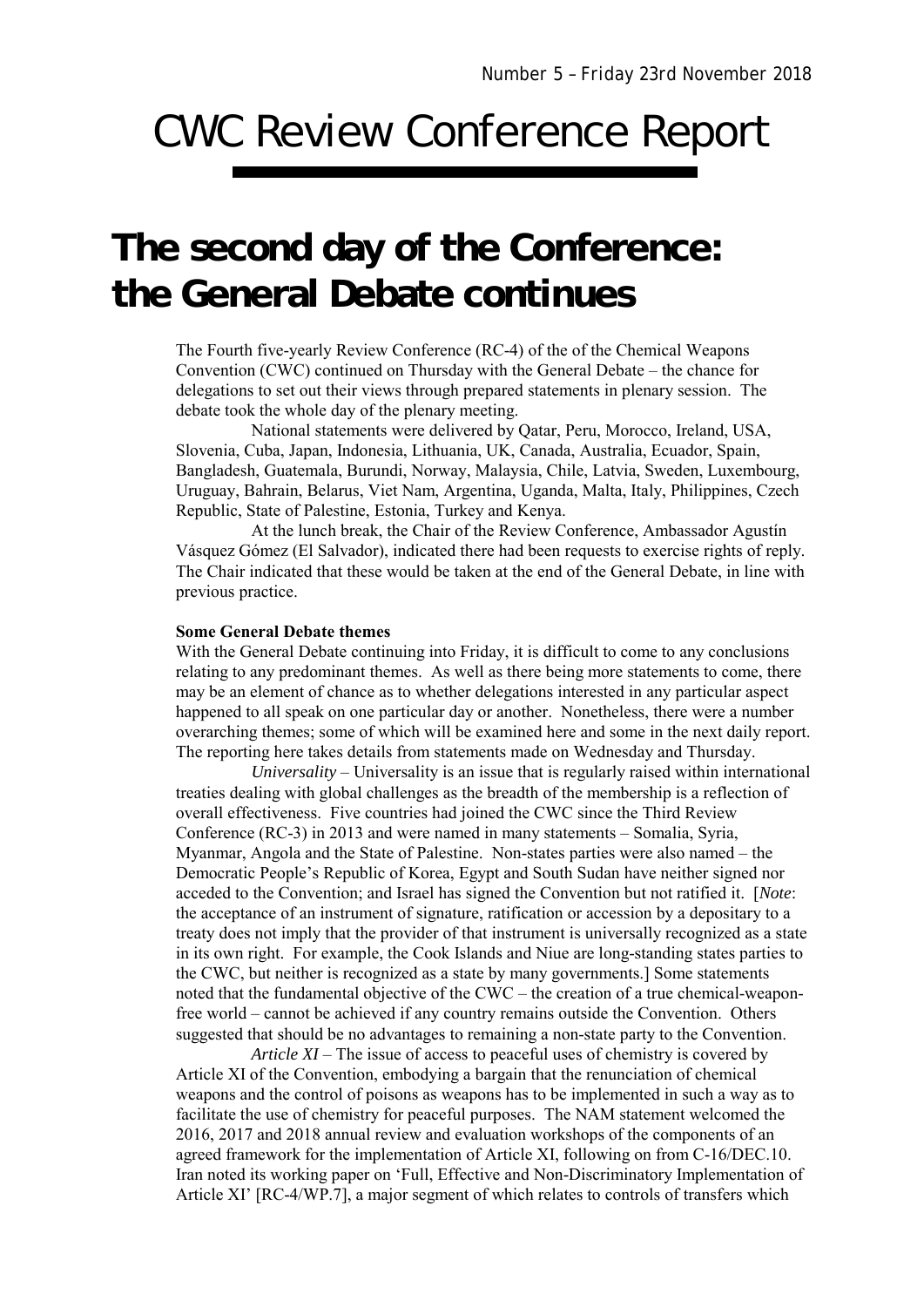Number 5 – Friday 23rd November 2018

# CWC Review Conference Report

## The second day of the Conference: the General Debate continues

The Fourth five-yearly Review Conference (RC-4) of the of the Chemical Weapons Convention (CWC) continued on Thursday with the General Debate – the chance for delegations to set out their views through prepared statements in plenary session. The debate took the whole day of the plenary meeting.

National statements were delivered by Qatar, Peru, Morocco, Ireland, USA, Slovenia, Cuba, Japan, Indonesia, Lithuania, UK, Canada, Australia, Ecuador, Spain, Bangladesh, Guatemala, Burundi, Norway, Malaysia, Chile, Latvia, Sweden, Luxembourg, Uruguay, Bahrain, Belarus, Viet Nam, Argentina, Uganda, Malta, Italy, Philippines, Czech Republic, State of Palestine, Estonia, Turkey and Kenya.

At the lunch break, the Chair of the Review Conference, Ambassador Agustín Vásquez Gómez (El Salvador), indicated there had been requests to exercise rights of reply. The Chair indicated that these would be taken at the end of the General Debate, in line with previous practice.

**Some General Debate themes**

With the General Debate continuing into Friday, it is difficult to come to any conclusions relating to any predominant themes. As well as there being more statements to come, there may be an element of chance as to whether delegations interested in any particular aspect happened to all speak on one particular day or another. Nonetheless, there were a number overarching themes; some of which will be examined here and some in the next daily report. The reporting here takes details from statements made on Wednesday and Thursday.

*Universality* – Universality is an issue that is regularly raised within international treaties dealing with global challenges as the breadth of the membership is a reflection of overall effectiveness. Five countries had joined the CWC since the Third Review Conference (RC-3) in 2013 and were named in many statements – Somalia, Syria, Myanmar, Angola and the State of Palestine. Non-states parties were also named – the Democratic People's Republic of Korea, Egypt and South Sudan have neither signed nor acceded to the Convention; and Israel has signed the Convention but not ratified it. [*Note*: the acceptance of an instrument of signature, ratification or accession by a depositary to a treaty does not imply that the provider of that instrument is universally recognized as a state in its own right. For example, the Cook Islands and Niue are long-standing states parties to the CWC, but neither is recognized as a state by many governments.] Some statements noted that the fundamental objective of the CWC – the creation of a true chemical-weapon-free world – cannot be achieved if any country remains outside the Convention. Others suggested that should be no advantages to remaining a non-state party to the Convention.

*Article XI* – The issue of access to peaceful uses of chemistry is covered by Article XI of the Convention, embodying a bargain that the renunciation of chemical weapons and the control of poisons as weapons has to be implemented in such a way as to facilitate the use of chemistry for peaceful purposes. The NAM statement welcomed the 2016, 2017 and 2018 annual review and evaluation workshops of the components of an agreed framework for the implementation of Article XI, following on from C-16/DEC.10. Iran noted its working paper on 'Full, Effective and Non-Discriminatory Implementation of Article XI' [RC-4/WP.7], a major segment of which relates to controls of transfers which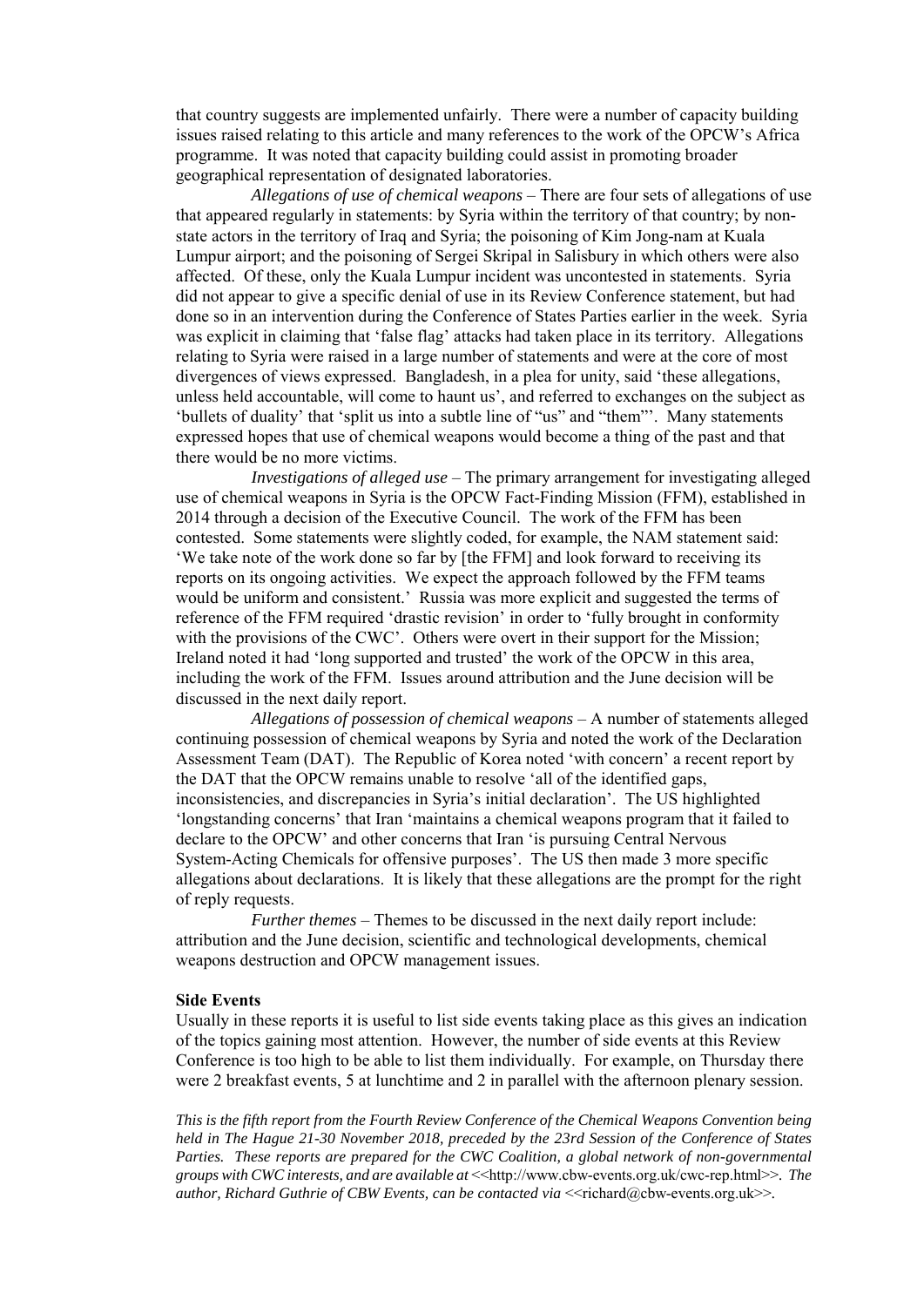that country suggests are implemented unfairly. There were a number of capacity building issues raised relating to this article and many references to the work of the OPCW's Africa programme. It was noted that capacity building could assist in promoting broader geographical representation of designated laboratories.

*Allegations of use of chemical weapons* – There are four sets of allegations of use that appeared regularly in statements: by Syria within the territory of that country; by non-state actors in the territory of Iraq and Syria; the poisoning of Kim Jong-nam at Kuala Lumpur airport; and the poisoning of Sergei Skripal in Salisbury in which others were also affected. Of these, only the Kuala Lumpur incident was uncontested in statements. Syria did not appear to give a specific denial of use in its Review Conference statement, but had done so in an intervention during the Conference of States Parties earlier in the week. Syria was explicit in claiming that 'false flag' attacks had taken place in its territory. Allegations relating to Syria were raised in a large number of statements and were at the core of most divergences of views expressed. Bangladesh, in a plea for unity, said 'these allegations, unless held accountable, will come to haunt us', and referred to exchanges on the subject as 'bullets of duality' that 'split us into a subtle line of "us" and "them"'. Many statements expressed hopes that use of chemical weapons would become a thing of the past and that there would be no more victims.

*Investigations of alleged use* – The primary arrangement for investigating alleged use of chemical weapons in Syria is the OPCW Fact-Finding Mission (FFM), established in 2014 through a decision of the Executive Council. The work of the FFM has been contested. Some statements were slightly coded, for example, the NAM statement said: 'We take note of the work done so far by [the FFM] and look forward to receiving its reports on its ongoing activities. We expect the approach followed by the FFM teams would be uniform and consistent.' Russia was more explicit and suggested the terms of reference of the FFM required 'drastic revision' in order to 'fully brought in conformity with the provisions of the CWC'. Others were overt in their support for the Mission; Ireland noted it had 'long supported and trusted' the work of the OPCW in this area, including the work of the FFM. Issues around attribution and the June decision will be discussed in the next daily report.

*Allegations of possession of chemical weapons* – A number of statements alleged continuing possession of chemical weapons by Syria and noted the work of the Declaration Assessment Team (DAT). The Republic of Korea noted 'with concern' a recent report by the DAT that the OPCW remains unable to resolve 'all of the identified gaps, inconsistencies, and discrepancies in Syria's initial declaration'. The US highlighted 'longstanding concerns' that Iran 'maintains a chemical weapons program that it failed to declare to the OPCW' and other concerns that Iran 'is pursuing Central Nervous System-Acting Chemicals for offensive purposes'. The US then made 3 more specific allegations about declarations. It is likely that these allegations are the prompt for the right of reply requests.

*Further themes* – Themes to be discussed in the next daily report include: attribution and the June decision, scientific and technological developments, chemical weapons destruction and OPCW management issues.

**Side Events**

Usually in these reports it is useful to list side events taking place as this gives an indication of the topics gaining most attention. However, the number of side events at this Review Conference is too high to be able to list them individually. For example, on Thursday there were 2 breakfast events, 5 at lunchtime and 2 in parallel with the afternoon plenary session.

*This is the fifth report from the Fourth Review Conference of the Chemical Weapons Convention being held in The Hague 21-30 November 2018, preceded by the 23rd Session of the Conference of States Parties. These reports are prepared for the CWC Coalition, a global network of non-governmental groups with CWC interests, and are available at* <<http://www.cbw-events.org.uk/cwc-rep.html>>. *The author, Richard Guthrie of CBW Events, can be contacted via* <<richard@cbw-events.org.uk>>.